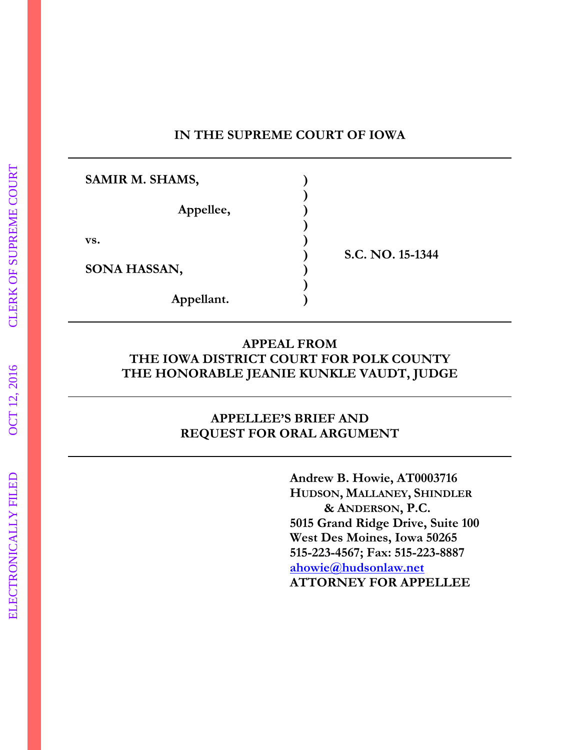## IN THE SUPREME COURT OF IOWA

---

| | | |
|---|---|---|
| **SAMIR M. SHAMS,** | **)** | |
| | **)** | |
| **Appellee,** | **)** | |
| | **)** | |
| **vs.** | **)** | |
| | **)** | **S.C. NO. 15-1344** |
| **SONA HASSAN,** | **)** | |
| | **)** | |
| **Appellant.** | **)** | |

---

**APPEAL FROM**
**THE IOWA DISTRICT COURT FOR POLK COUNTY**
**THE HONORABLE JEANIE KUNKLE VAUDT, JUDGE**

---

**APPELLEE'S BRIEF AND**
**REQUEST FOR ORAL ARGUMENT**

---

**Andrew B. Howie, AT0003716**
**HUDSON, MALLANEY, SHINDLER**
**& ANDERSON, P.C.**
**5015 Grand Ridge Drive, Suite 100**
**West Des Moines, Iowa 50265**
**515-223-4567; Fax: 515-223-8887**
**ahowie@hudsonlaw.net**
**ATTORNEY FOR APPELLEE**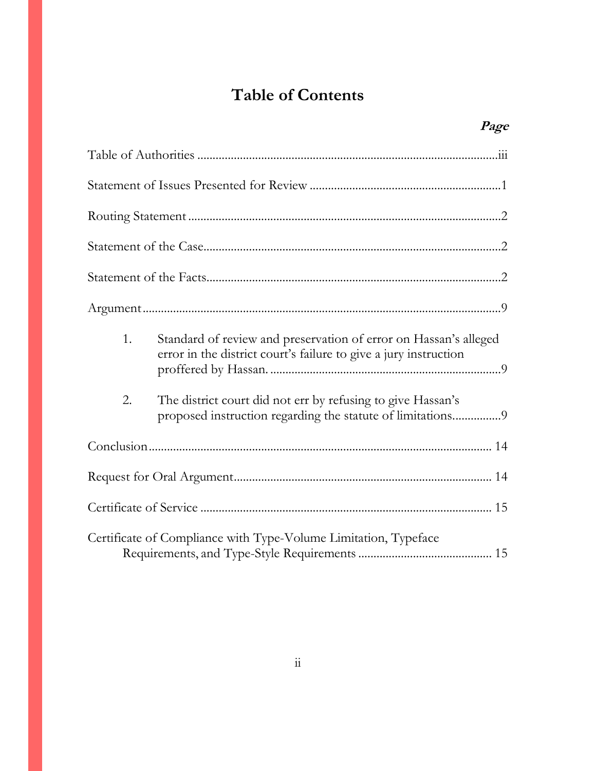# Table of Contents

| | ***Page*** |
|---|---|
| Table of Authorities | iii |
| Statement of Issues Presented for Review | 1 |
| Routing Statement | 2 |
| Statement of the Case | 2 |
| Statement of the Facts | 2 |
| Argument | 9 |
| 1. Standard of review and preservation of error on Hassan's alleged error in the district court's failure to give a jury instruction proffered by Hassan. | 9 |
| 2. The district court did not err by refusing to give Hassan's proposed instruction regarding the statute of limitations | 9 |
| Conclusion | 14 |
| Request for Oral Argument | 14 |
| Certificate of Service | 15 |
| Certificate of Compliance with Type-Volume Limitation, Typeface Requirements, and Type-Style Requirements | 15 |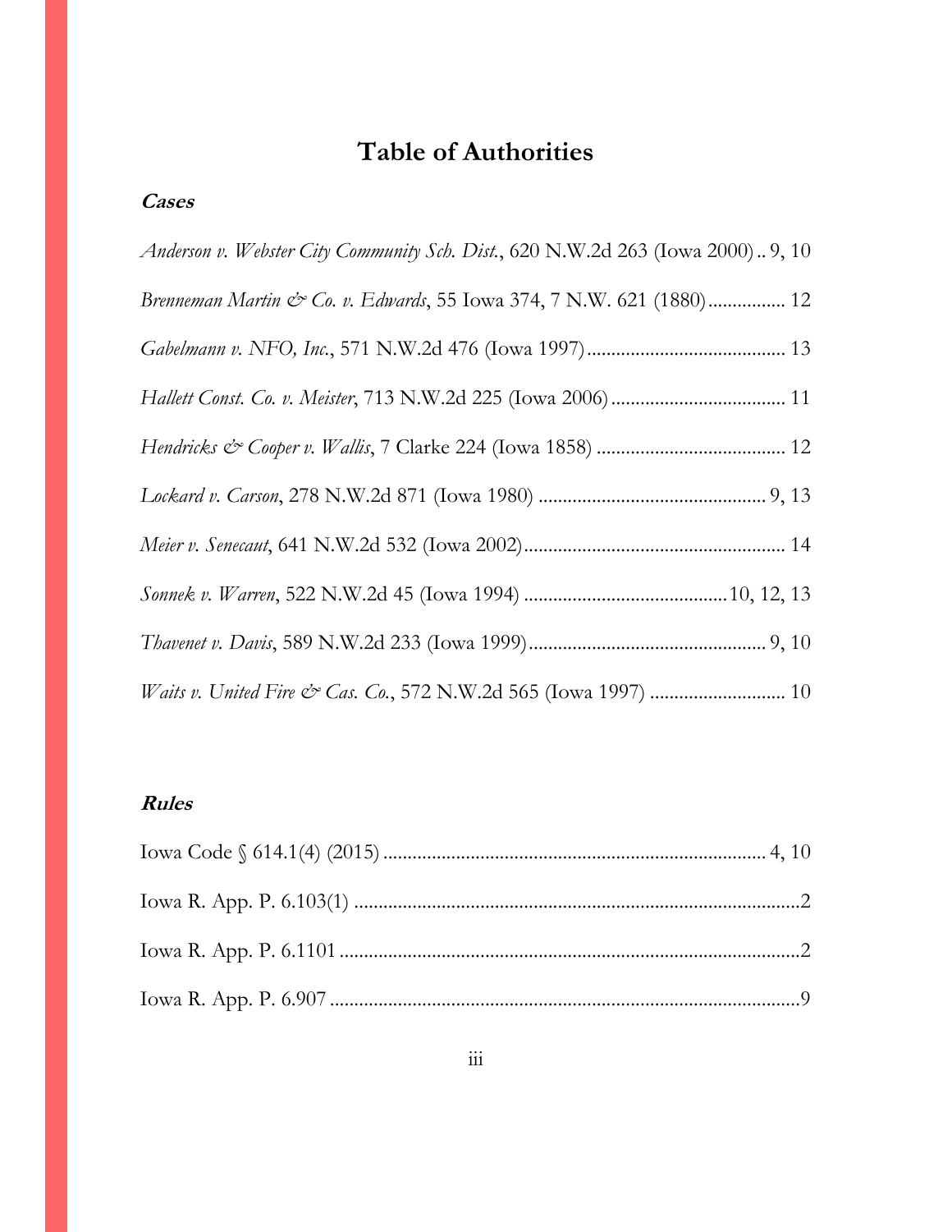# Table of Authorities

### *Cases*

*Anderson v. Webster City Community Sch. Dist.*, 620 N.W.2d 263 (Iowa 2000) .. 9, 10

*Brenneman Martin & Co. v. Edwards*, 55 Iowa 374, 7 N.W. 621 (1880) ................ 12

*Gabelmann v. NFO, Inc.*, 571 N.W.2d 476 (Iowa 1997) ........................................ 13

*Hallett Const. Co. v. Meister*, 713 N.W.2d 225 (Iowa 2006) .................................... 11

*Hendricks & Cooper v. Wallis*, 7 Clarke 224 (Iowa 1858) ....................................... 12

*Lockard v. Carson*, 278 N.W.2d 871 (Iowa 1980) .............................................. 9, 13

*Meier v. Senecaut*, 641 N.W.2d 532 (Iowa 2002) ..................................................... 14

*Sonnek v. Warren*, 522 N.W.2d 45 (Iowa 1994) .........................................10, 12, 13

*Thavenet v. Davis*, 589 N.W.2d 233 (Iowa 1999) ................................................. 9, 10

*Waits v. United Fire & Cas. Co.*, 572 N.W.2d 565 (Iowa 1997) ............................ 10

### *Rules*

Iowa Code § 614.1(4) (2015) ............................................................................. 4, 10

Iowa R. App. P. 6.103(1) ..........................................................................................2

Iowa R. App. P. 6.1101 .............................................................................................2

Iowa R. App. P. 6.907 ...............................................................................................9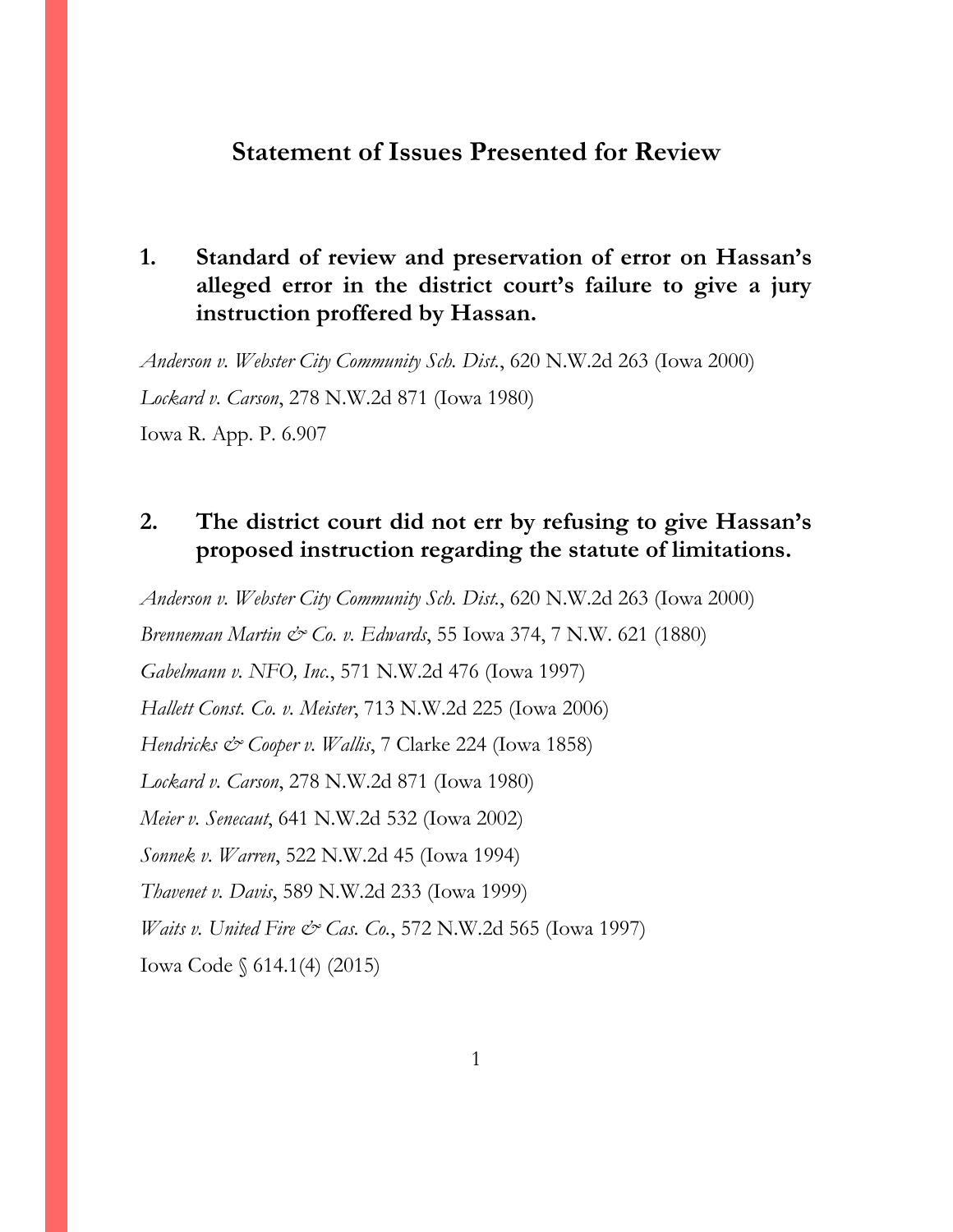## Statement of Issues Presented for Review

**1. Standard of review and preservation of error on Hassan's alleged error in the district court's failure to give a jury instruction proffered by Hassan.**

*Anderson v. Webster City Community Sch. Dist.*, 620 N.W.2d 263 (Iowa 2000)

*Lockard v. Carson*, 278 N.W.2d 871 (Iowa 1980)

Iowa R. App. P. 6.907

**2. The district court did not err by refusing to give Hassan's proposed instruction regarding the statute of limitations.**

*Anderson v. Webster City Community Sch. Dist.*, 620 N.W.2d 263 (Iowa 2000)

*Brenneman Martin & Co. v. Edwards*, 55 Iowa 374, 7 N.W. 621 (1880)

*Gabelmann v. NFO, Inc.*, 571 N.W.2d 476 (Iowa 1997)

*Hallett Const. Co. v. Meister*, 713 N.W.2d 225 (Iowa 2006)

*Hendricks & Cooper v. Wallis*, 7 Clarke 224 (Iowa 1858)

*Lockard v. Carson*, 278 N.W.2d 871 (Iowa 1980)

*Meier v. Senecaut*, 641 N.W.2d 532 (Iowa 2002)

*Sonnek v. Warren*, 522 N.W.2d 45 (Iowa 1994)

*Thavenet v. Davis*, 589 N.W.2d 233 (Iowa 1999)

*Waits v. United Fire & Cas. Co.*, 572 N.W.2d 565 (Iowa 1997)

Iowa Code § 614.1(4) (2015)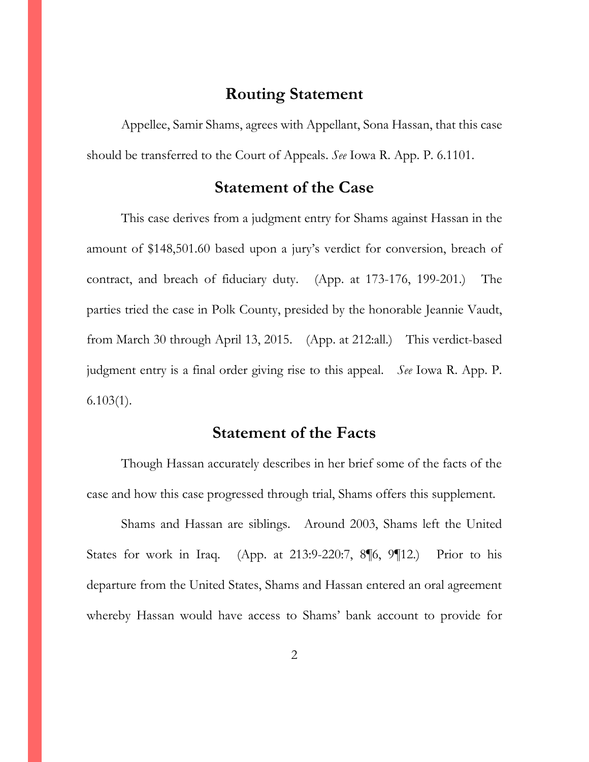## Routing Statement

Appellee, Samir Shams, agrees with Appellant, Sona Hassan, that this case should be transferred to the Court of Appeals. *See* Iowa R. App. P. 6.1101.

## Statement of the Case

This case derives from a judgment entry for Shams against Hassan in the amount of $148,501.60 based upon a jury's verdict for conversion, breach of contract, and breach of fiduciary duty. (App. at 173-176, 199-201.) The parties tried the case in Polk County, presided by the honorable Jeannie Vaudt, from March 30 through April 13, 2015. (App. at 212:all.) This verdict-based judgment entry is a final order giving rise to this appeal. *See* Iowa R. App. P. 6.103(1).

## Statement of the Facts

Though Hassan accurately describes in her brief some of the facts of the case and how this case progressed through trial, Shams offers this supplement.

Shams and Hassan are siblings. Around 2003, Shams left the United States for work in Iraq. (App. at 213:9-220:7, 8¶6, 9¶12.) Prior to his departure from the United States, Shams and Hassan entered an oral agreement whereby Hassan would have access to Shams' bank account to provide for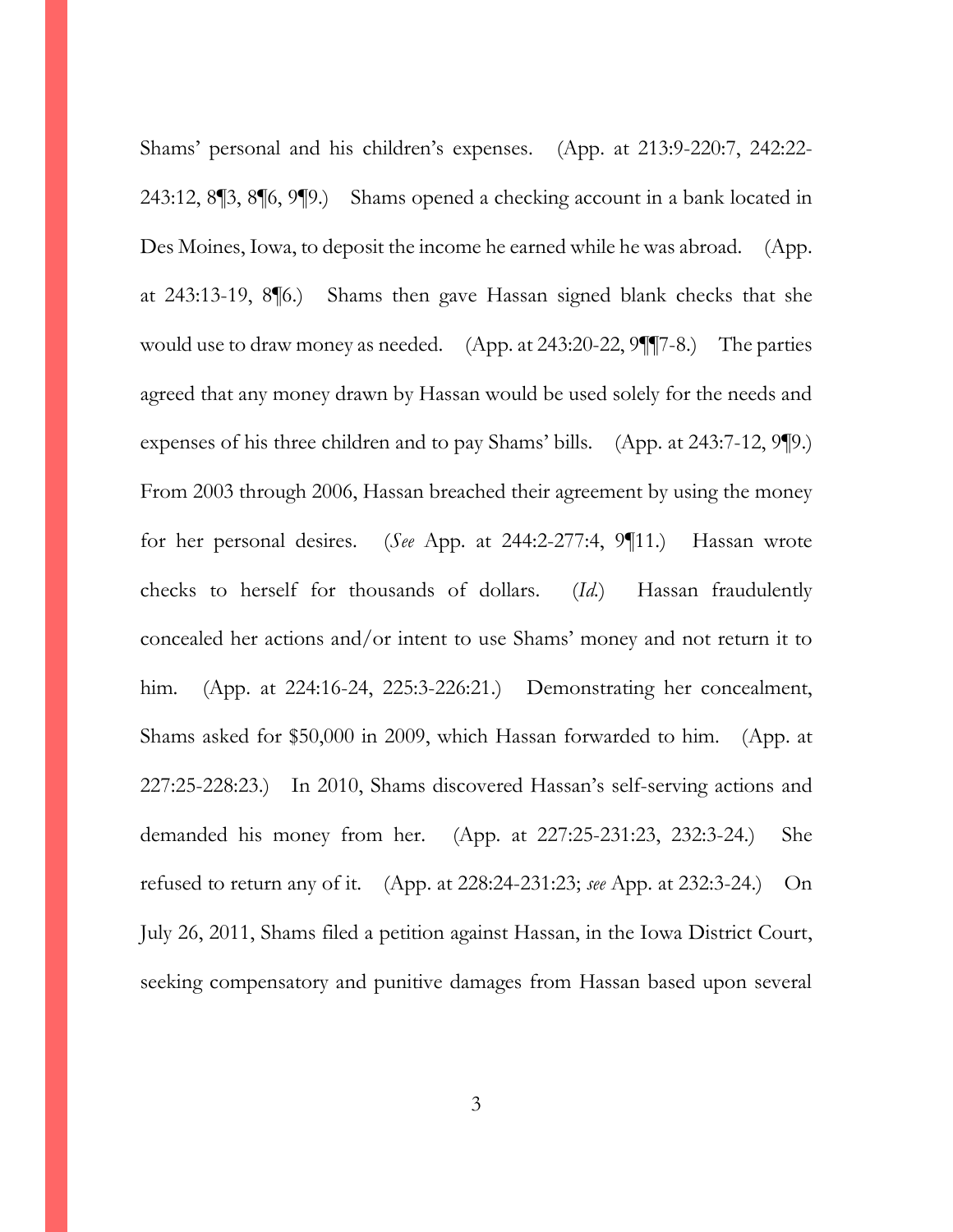Shams' personal and his children's expenses. (App. at 213:9-220:7, 242:22-243:12, 8¶3, 8¶6, 9¶9.) Shams opened a checking account in a bank located in Des Moines, Iowa, to deposit the income he earned while he was abroad. (App. at 243:13-19, 8¶6.) Shams then gave Hassan signed blank checks that she would use to draw money as needed. (App. at 243:20-22, 9¶¶7-8.) The parties agreed that any money drawn by Hassan would be used solely for the needs and expenses of his three children and to pay Shams' bills. (App. at 243:7-12, 9¶9.) From 2003 through 2006, Hassan breached their agreement by using the money for her personal desires. (*See* App. at 244:2-277:4, 9¶11.) Hassan wrote checks to herself for thousands of dollars. (*Id.*) Hassan fraudulently concealed her actions and/or intent to use Shams' money and not return it to him. (App. at 224:16-24, 225:3-226:21.) Demonstrating her concealment, Shams asked for $50,000 in 2009, which Hassan forwarded to him. (App. at 227:25-228:23.) In 2010, Shams discovered Hassan's self-serving actions and demanded his money from her. (App. at 227:25-231:23, 232:3-24.) She refused to return any of it. (App. at 228:24-231:23; *see* App. at 232:3-24.) On July 26, 2011, Shams filed a petition against Hassan, in the Iowa District Court, seeking compensatory and punitive damages from Hassan based upon several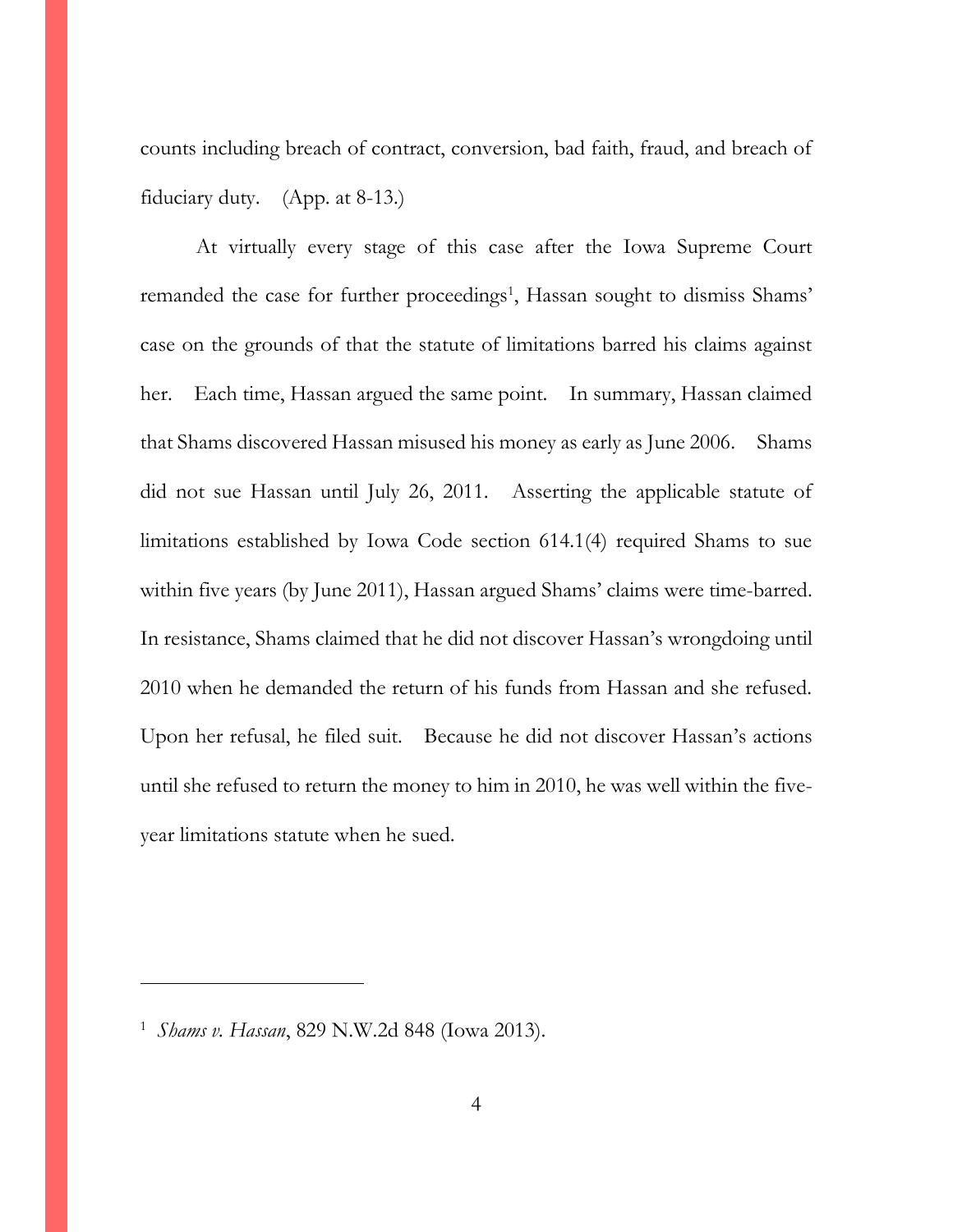counts including breach of contract, conversion, bad faith, fraud, and breach of fiduciary duty. (App. at 8-13.)

At virtually every stage of this case after the Iowa Supreme Court remanded the case for further proceedings[1], Hassan sought to dismiss Shams' case on the grounds of that the statute of limitations barred his claims against her. Each time, Hassan argued the same point. In summary, Hassan claimed that Shams discovered Hassan misused his money as early as June 2006. Shams did not sue Hassan until July 26, 2011. Asserting the applicable statute of limitations established by Iowa Code section 614.1(4) required Shams to sue within five years (by June 2011), Hassan argued Shams' claims were time-barred. In resistance, Shams claimed that he did not discover Hassan's wrongdoing until 2010 when he demanded the return of his funds from Hassan and she refused. Upon her refusal, he filed suit. Because he did not discover Hassan's actions until she refused to return the money to him in 2010, he was well within the five-year limitations statute when he sued.

---

[1] *Shams v. Hassan*, 829 N.W.2d 848 (Iowa 2013).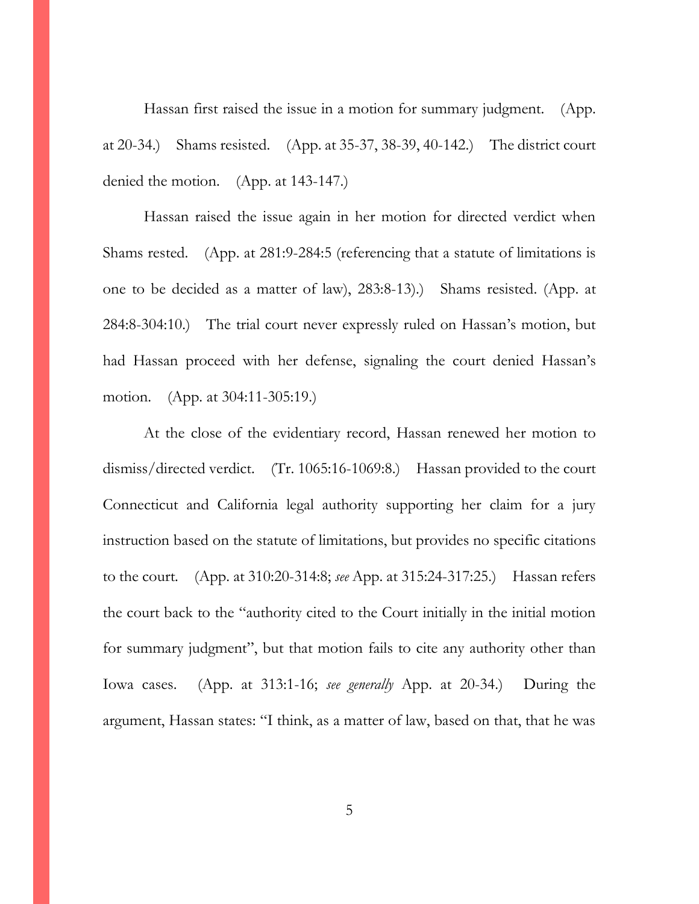Hassan first raised the issue in a motion for summary judgment. (App. at 20-34.) Shams resisted. (App. at 35-37, 38-39, 40-142.) The district court denied the motion. (App. at 143-147.)

Hassan raised the issue again in her motion for directed verdict when Shams rested. (App. at 281:9-284:5 (referencing that a statute of limitations is one to be decided as a matter of law), 283:8-13).) Shams resisted. (App. at 284:8-304:10.) The trial court never expressly ruled on Hassan's motion, but had Hassan proceed with her defense, signaling the court denied Hassan's motion. (App. at 304:11-305:19.)

At the close of the evidentiary record, Hassan renewed her motion to dismiss/directed verdict. (Tr. 1065:16-1069:8.) Hassan provided to the court Connecticut and California legal authority supporting her claim for a jury instruction based on the statute of limitations, but provides no specific citations to the court. (App. at 310:20-314:8; *see* App. at 315:24-317:25.) Hassan refers the court back to the "authority cited to the Court initially in the initial motion for summary judgment", but that motion fails to cite any authority other than Iowa cases. (App. at 313:1-16; *see generally* App. at 20-34.) During the argument, Hassan states: "I think, as a matter of law, based on that, that he was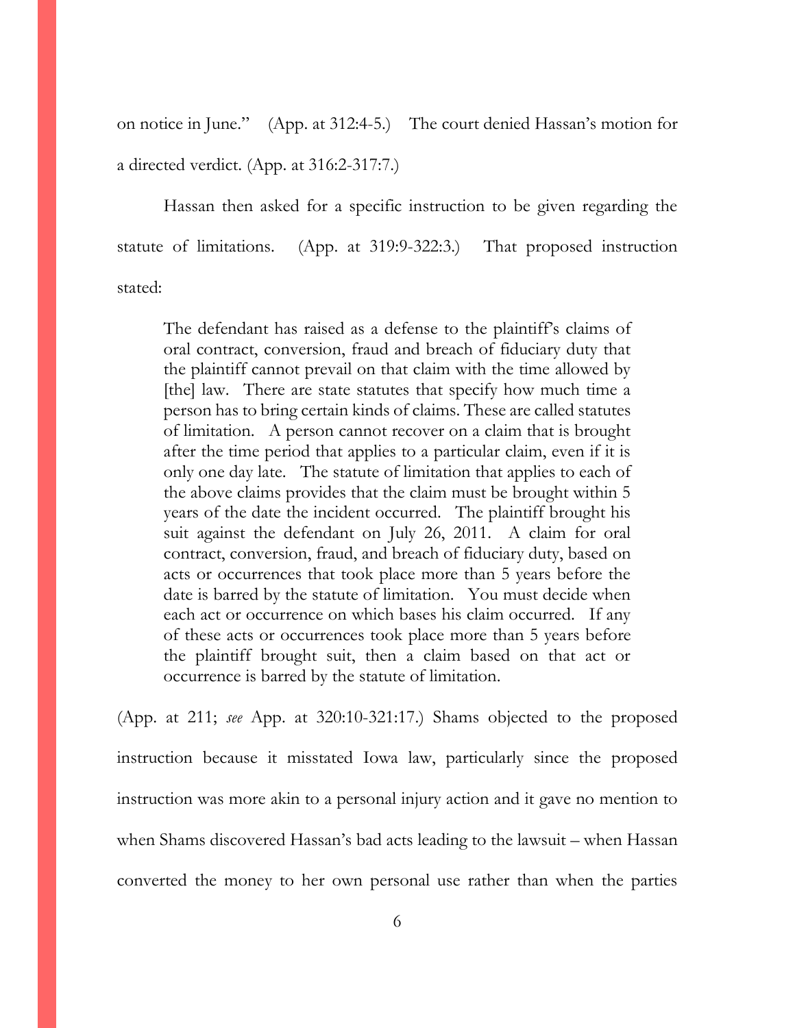on notice in June." (App. at 312:4-5.) The court denied Hassan's motion for a directed verdict. (App. at 316:2-317:7.)

Hassan then asked for a specific instruction to be given regarding the statute of limitations. (App. at 319:9-322:3.) That proposed instruction stated:

> The defendant has raised as a defense to the plaintiff's claims of oral contract, conversion, fraud and breach of fiduciary duty that the plaintiff cannot prevail on that claim with the time allowed by [the] law. There are state statutes that specify how much time a person has to bring certain kinds of claims. These are called statutes of limitation. A person cannot recover on a claim that is brought after the time period that applies to a particular claim, even if it is only one day late. The statute of limitation that applies to each of the above claims provides that the claim must be brought within 5 years of the date the incident occurred. The plaintiff brought his suit against the defendant on July 26, 2011. A claim for oral contract, conversion, fraud, and breach of fiduciary duty, based on acts or occurrences that took place more than 5 years before the date is barred by the statute of limitation. You must decide when each act or occurrence on which bases his claim occurred. If any of these acts or occurrences took place more than 5 years before the plaintiff brought suit, then a claim based on that act or occurrence is barred by the statute of limitation.

(App. at 211; *see* App. at 320:10-321:17.) Shams objected to the proposed instruction because it misstated Iowa law, particularly since the proposed instruction was more akin to a personal injury action and it gave no mention to when Shams discovered Hassan's bad acts leading to the lawsuit – when Hassan converted the money to her own personal use rather than when the parties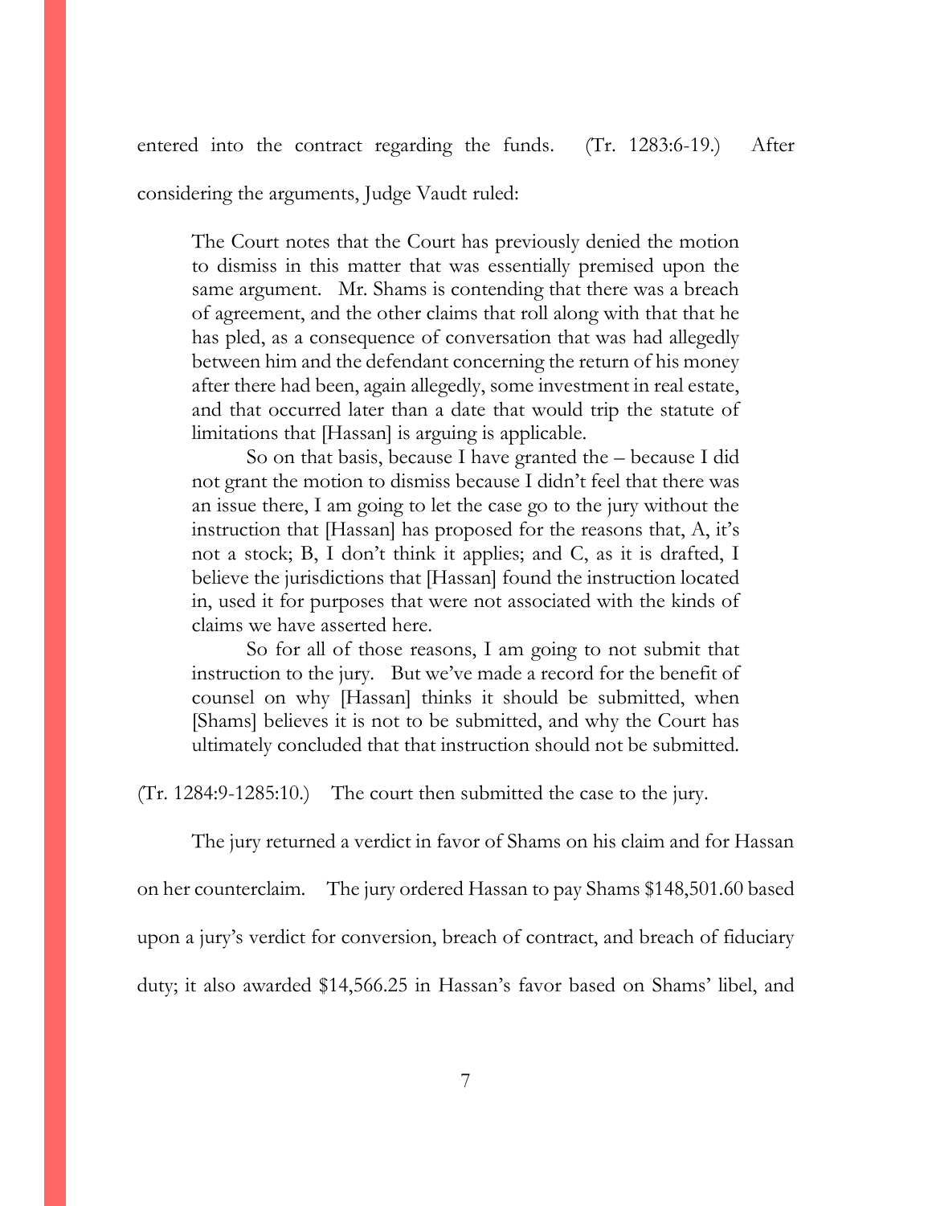entered into the contract regarding the funds. (Tr. 1283:6-19.) After considering the arguments, Judge Vaudt ruled:

> The Court notes that the Court has previously denied the motion to dismiss in this matter that was essentially premised upon the same argument. Mr. Shams is contending that there was a breach of agreement, and the other claims that roll along with that that he has pled, as a consequence of conversation that was had allegedly between him and the defendant concerning the return of his money after there had been, again allegedly, some investment in real estate, and that occurred later than a date that would trip the statute of limitations that [Hassan] is arguing is applicable.
>
> So on that basis, because I have granted the – because I did not grant the motion to dismiss because I didn't feel that there was an issue there, I am going to let the case go to the jury without the instruction that [Hassan] has proposed for the reasons that, A, it's not a stock; B, I don't think it applies; and C, as it is drafted, I believe the jurisdictions that [Hassan] found the instruction located in, used it for purposes that were not associated with the kinds of claims we have asserted here.
>
> So for all of those reasons, I am going to not submit that instruction to the jury. But we've made a record for the benefit of counsel on why [Hassan] thinks it should be submitted, when [Shams] believes it is not to be submitted, and why the Court has ultimately concluded that that instruction should not be submitted.

(Tr. 1284:9-1285:10.) The court then submitted the case to the jury.

The jury returned a verdict in favor of Shams on his claim and for Hassan on her counterclaim. The jury ordered Hassan to pay Shams $148,501.60 based upon a jury's verdict for conversion, breach of contract, and breach of fiduciary duty; it also awarded $14,566.25 in Hassan's favor based on Shams' libel, and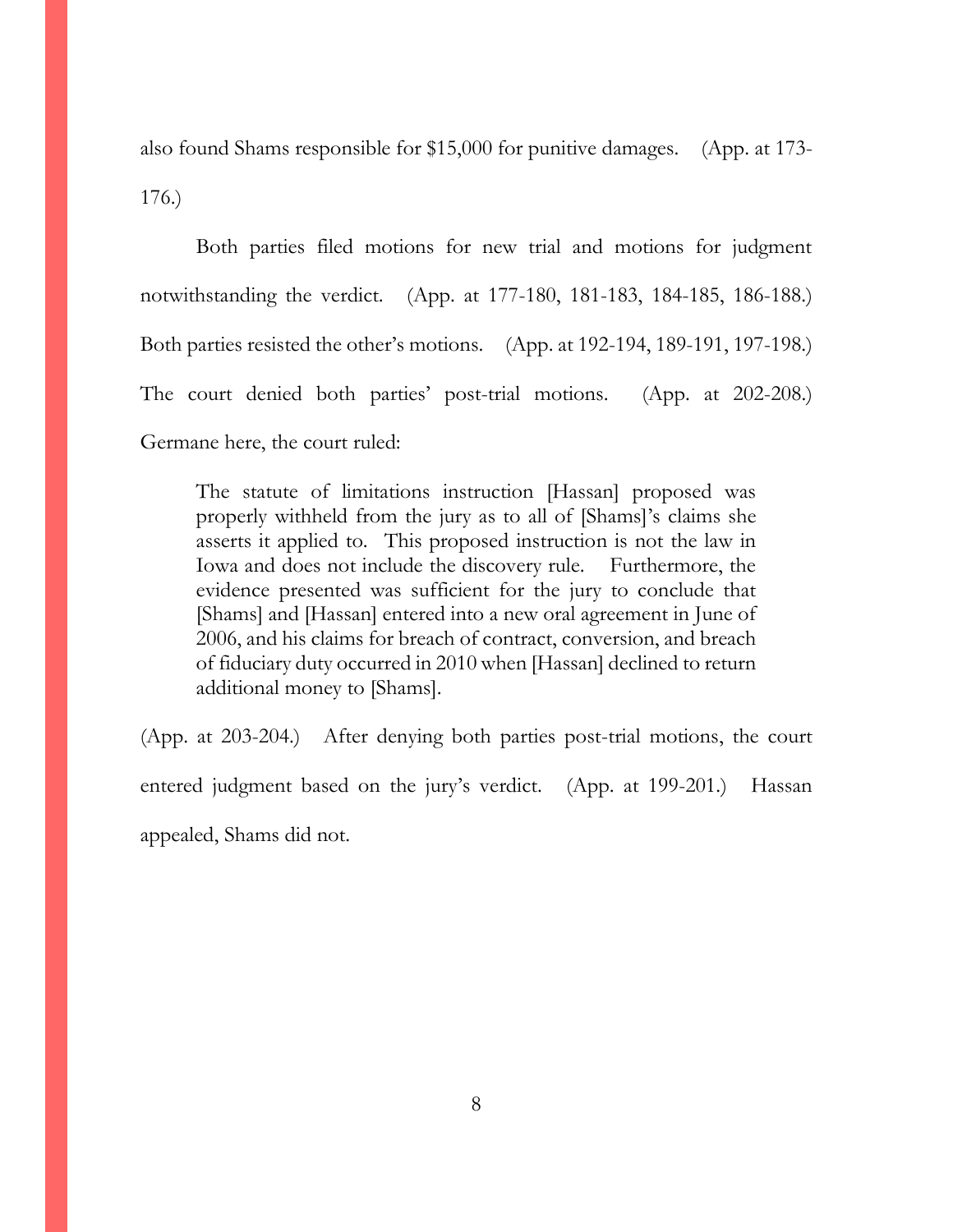also found Shams responsible for $15,000 for punitive damages. (App. at 173-176.)

Both parties filed motions for new trial and motions for judgment notwithstanding the verdict. (App. at 177-180, 181-183, 184-185, 186-188.) Both parties resisted the other's motions. (App. at 192-194, 189-191, 197-198.) The court denied both parties' post-trial motions. (App. at 202-208.) Germane here, the court ruled:

> The statute of limitations instruction [Hassan] proposed was properly withheld from the jury as to all of [Shams]'s claims she asserts it applied to. This proposed instruction is not the law in Iowa and does not include the discovery rule. Furthermore, the evidence presented was sufficient for the jury to conclude that [Shams] and [Hassan] entered into a new oral agreement in June of 2006, and his claims for breach of contract, conversion, and breach of fiduciary duty occurred in 2010 when [Hassan] declined to return additional money to [Shams].

(App. at 203-204.) After denying both parties post-trial motions, the court entered judgment based on the jury's verdict. (App. at 199-201.) Hassan appealed, Shams did not.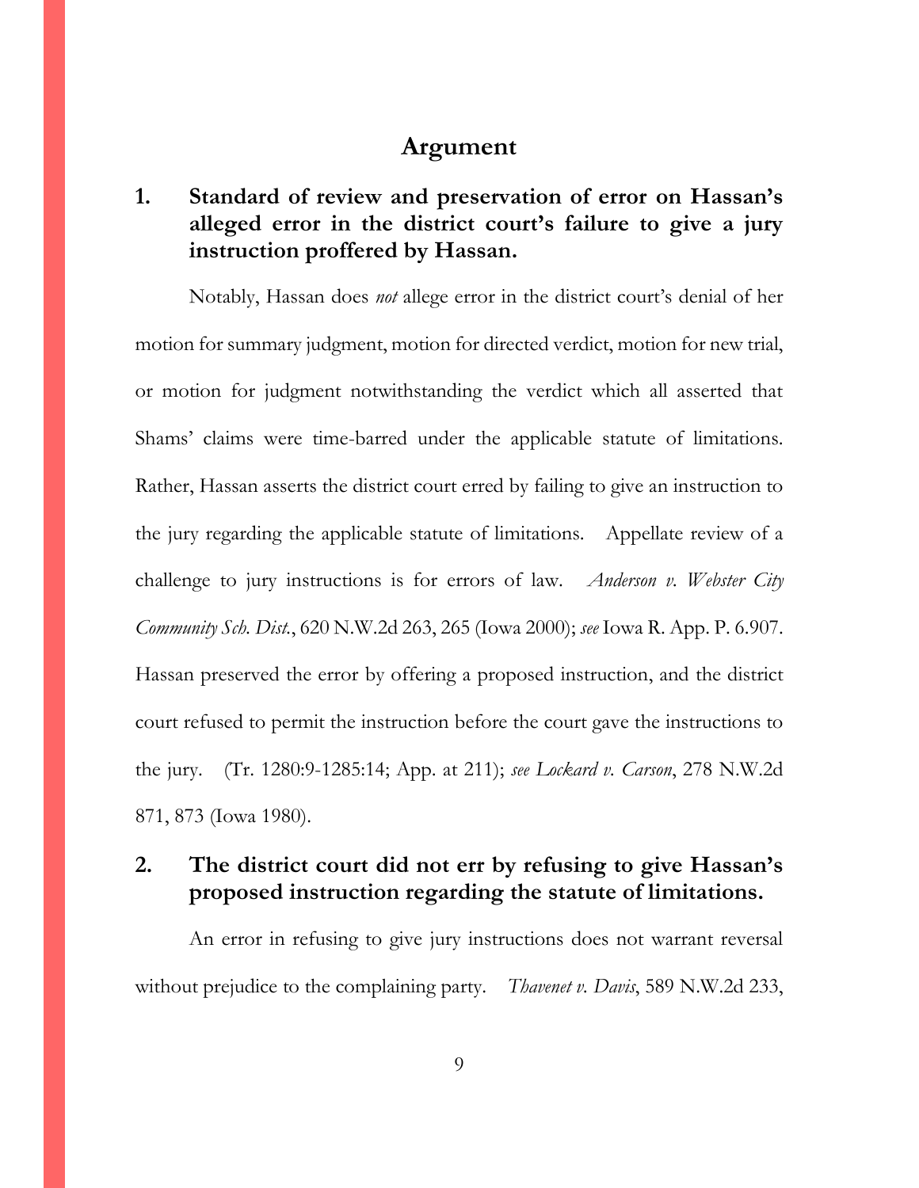# Argument

## 1. Standard of review and preservation of error on Hassan's alleged error in the district court's failure to give a jury instruction proffered by Hassan.

Notably, Hassan does *not* allege error in the district court's denial of her motion for summary judgment, motion for directed verdict, motion for new trial, or motion for judgment notwithstanding the verdict which all asserted that Shams' claims were time-barred under the applicable statute of limitations. Rather, Hassan asserts the district court erred by failing to give an instruction to the jury regarding the applicable statute of limitations. Appellate review of a challenge to jury instructions is for errors of law. *Anderson v. Webster City Community Sch. Dist.*, 620 N.W.2d 263, 265 (Iowa 2000); *see* Iowa R. App. P. 6.907. Hassan preserved the error by offering a proposed instruction, and the district court refused to permit the instruction before the court gave the instructions to the jury. (Tr. 1280:9-1285:14; App. at 211); *see Lockard v. Carson*, 278 N.W.2d 871, 873 (Iowa 1980).

## 2. The district court did not err by refusing to give Hassan's proposed instruction regarding the statute of limitations.

An error in refusing to give jury instructions does not warrant reversal without prejudice to the complaining party. *Thavenet v. Davis*, 589 N.W.2d 233,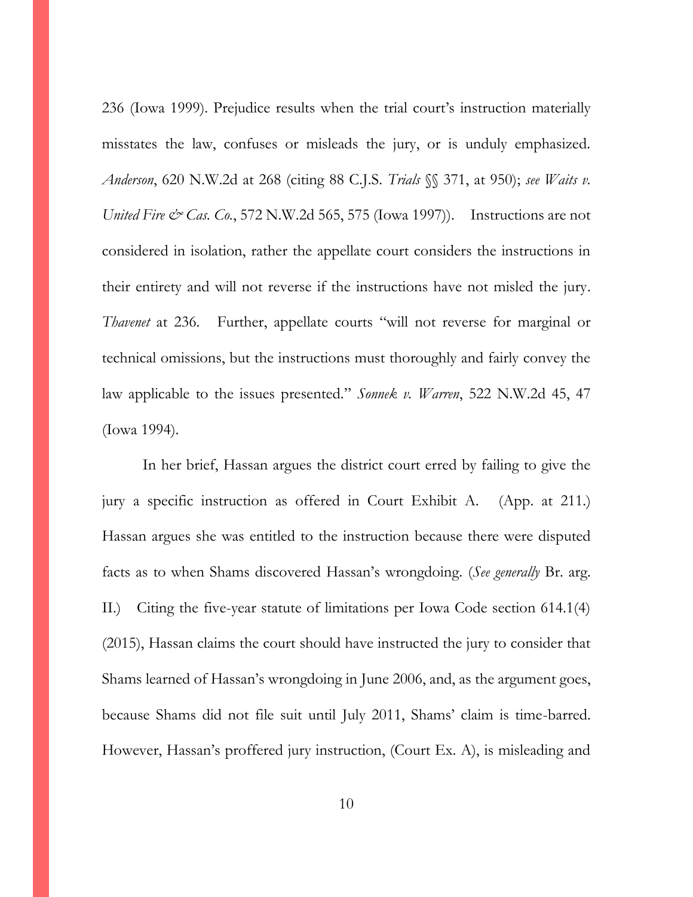236 (Iowa 1999). Prejudice results when the trial court's instruction materially misstates the law, confuses or misleads the jury, or is unduly emphasized. *Anderson*, 620 N.W.2d at 268 (citing 88 C.J.S. *Trials* §§ 371, at 950); *see Waits v. United Fire & Cas. Co.*, 572 N.W.2d 565, 575 (Iowa 1997)). Instructions are not considered in isolation, rather the appellate court considers the instructions in their entirety and will not reverse if the instructions have not misled the jury. *Thavenet* at 236. Further, appellate courts "will not reverse for marginal or technical omissions, but the instructions must thoroughly and fairly convey the law applicable to the issues presented." *Sonnek v. Warren*, 522 N.W.2d 45, 47 (Iowa 1994).

In her brief, Hassan argues the district court erred by failing to give the jury a specific instruction as offered in Court Exhibit A. (App. at 211.) Hassan argues she was entitled to the instruction because there were disputed facts as to when Shams discovered Hassan's wrongdoing. (*See generally* Br. arg. II.) Citing the five-year statute of limitations per Iowa Code section 614.1(4) (2015), Hassan claims the court should have instructed the jury to consider that Shams learned of Hassan's wrongdoing in June 2006, and, as the argument goes, because Shams did not file suit until July 2011, Shams' claim is time-barred. However, Hassan's proffered jury instruction, (Court Ex. A), is misleading and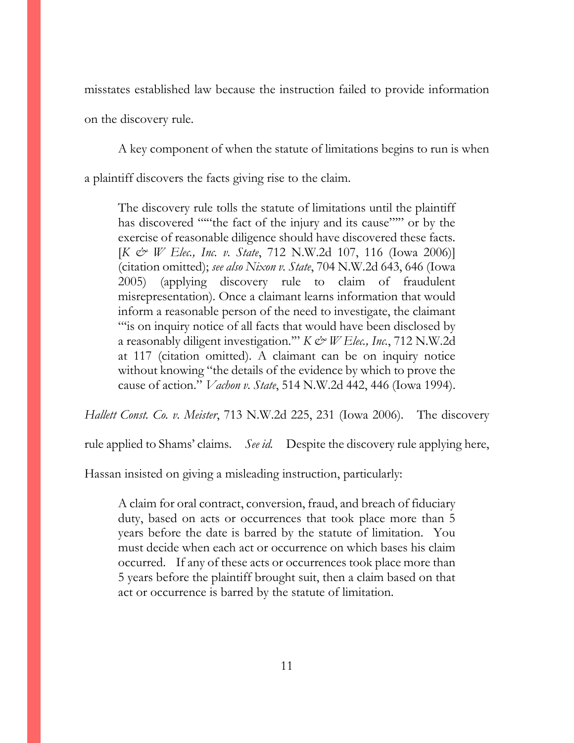misstates established law because the instruction failed to provide information on the discovery rule.

A key component of when the statute of limitations begins to run is when a plaintiff discovers the facts giving rise to the claim.

> The discovery rule tolls the statute of limitations until the plaintiff has discovered ""'"the fact of the injury and its cause"'"" or by the exercise of reasonable diligence should have discovered these facts. [*K & W Elec., Inc. v. State*, 712 N.W.2d 107, 116 (Iowa 2006)] (citation omitted); *see also Nixon v. State*, 704 N.W.2d 643, 646 (Iowa 2005) (applying discovery rule to claim of fraudulent misrepresentation). Once a claimant learns information that would inform a reasonable person of the need to investigate, the claimant "'is on inquiry notice of all facts that would have been disclosed by a reasonably diligent investigation.'" *K & W Elec., Inc.*, 712 N.W.2d at 117 (citation omitted). A claimant can be on inquiry notice without knowing "the details of the evidence by which to prove the cause of action." *Vachon v. State*, 514 N.W.2d 442, 446 (Iowa 1994).

*Hallett Const. Co. v. Meister*, 713 N.W.2d 225, 231 (Iowa 2006). The discovery rule applied to Shams' claims. *See id.* Despite the discovery rule applying here, Hassan insisted on giving a misleading instruction, particularly:

> A claim for oral contract, conversion, fraud, and breach of fiduciary duty, based on acts or occurrences that took place more than 5 years before the date is barred by the statute of limitation. You must decide when each act or occurrence on which bases his claim occurred. If any of these acts or occurrences took place more than 5 years before the plaintiff brought suit, then a claim based on that act or occurrence is barred by the statute of limitation.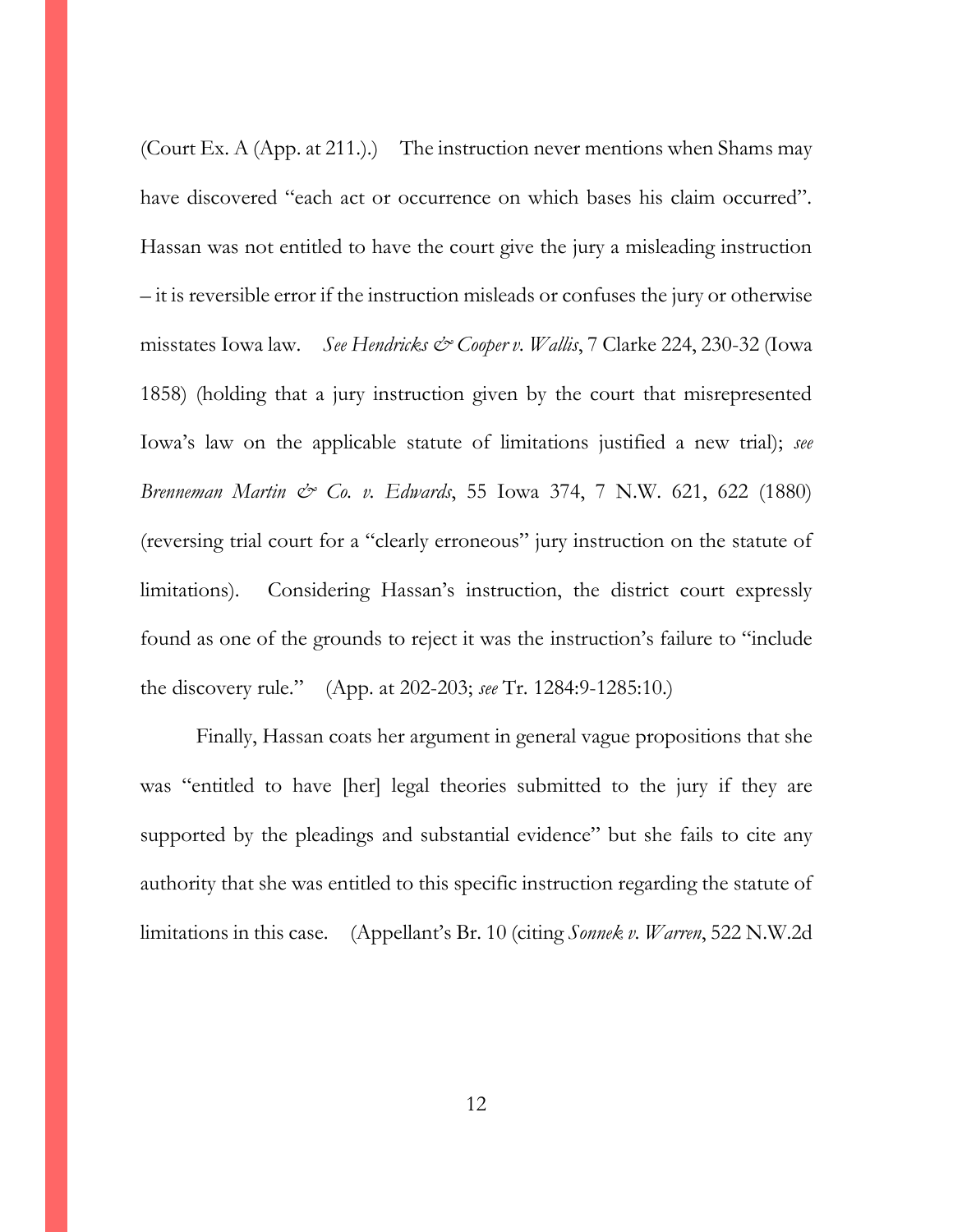(Court Ex. A (App. at 211.).) The instruction never mentions when Shams may have discovered "each act or occurrence on which bases his claim occurred". Hassan was not entitled to have the court give the jury a misleading instruction – it is reversible error if the instruction misleads or confuses the jury or otherwise misstates Iowa law. *See Hendricks & Cooper v. Wallis*, 7 Clarke 224, 230-32 (Iowa 1858) (holding that a jury instruction given by the court that misrepresented Iowa's law on the applicable statute of limitations justified a new trial); *see Brenneman Martin & Co. v. Edwards*, 55 Iowa 374, 7 N.W. 621, 622 (1880) (reversing trial court for a "clearly erroneous" jury instruction on the statute of limitations). Considering Hassan's instruction, the district court expressly found as one of the grounds to reject it was the instruction's failure to "include the discovery rule." (App. at 202-203; *see* Tr. 1284:9-1285:10.)

Finally, Hassan coats her argument in general vague propositions that she was "entitled to have [her] legal theories submitted to the jury if they are supported by the pleadings and substantial evidence" but she fails to cite any authority that she was entitled to this specific instruction regarding the statute of limitations in this case. (Appellant's Br. 10 (citing *Sonnek v. Warren*, 522 N.W.2d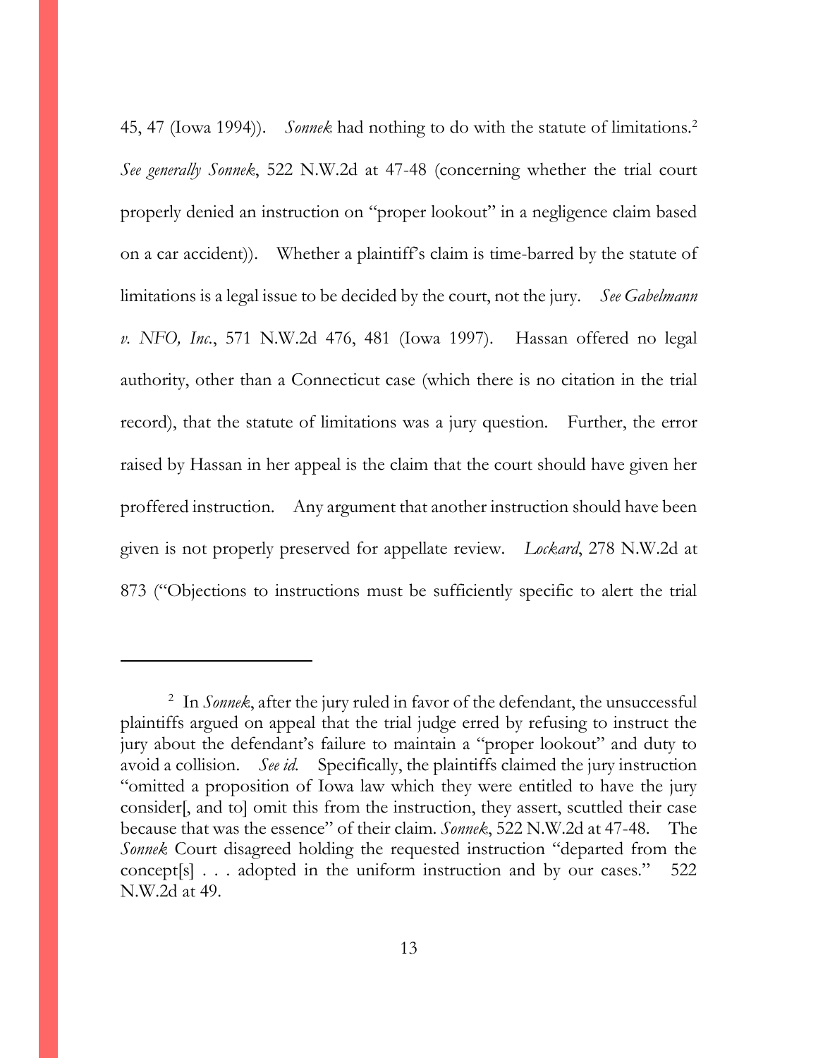45, 47 (Iowa 1994)). *Sonnek* had nothing to do with the statute of limitations.[2] *See generally Sonnek*, 522 N.W.2d at 47-48 (concerning whether the trial court properly denied an instruction on "proper lookout" in a negligence claim based on a car accident)). Whether a plaintiff's claim is time-barred by the statute of limitations is a legal issue to be decided by the court, not the jury. *See Gabelmann v. NFO, Inc.*, 571 N.W.2d 476, 481 (Iowa 1997). Hassan offered no legal authority, other than a Connecticut case (which there is no citation in the trial record), that the statute of limitations was a jury question. Further, the error raised by Hassan in her appeal is the claim that the court should have given her proffered instruction. Any argument that another instruction should have been given is not properly preserved for appellate review. *Lockard*, 278 N.W.2d at 873 ("Objections to instructions must be sufficiently specific to alert the trial

---

[2] In *Sonnek*, after the jury ruled in favor of the defendant, the unsuccessful plaintiffs argued on appeal that the trial judge erred by refusing to instruct the jury about the defendant's failure to maintain a "proper lookout" and duty to avoid a collision. *See id.* Specifically, the plaintiffs claimed the jury instruction "omitted a proposition of Iowa law which they were entitled to have the jury consider[, and to] omit this from the instruction, they assert, scuttled their case because that was the essence" of their claim. *Sonnek*, 522 N.W.2d at 47-48. The *Sonnek* Court disagreed holding the requested instruction "departed from the concept[s] . . . adopted in the uniform instruction and by our cases." 522 N.W.2d at 49.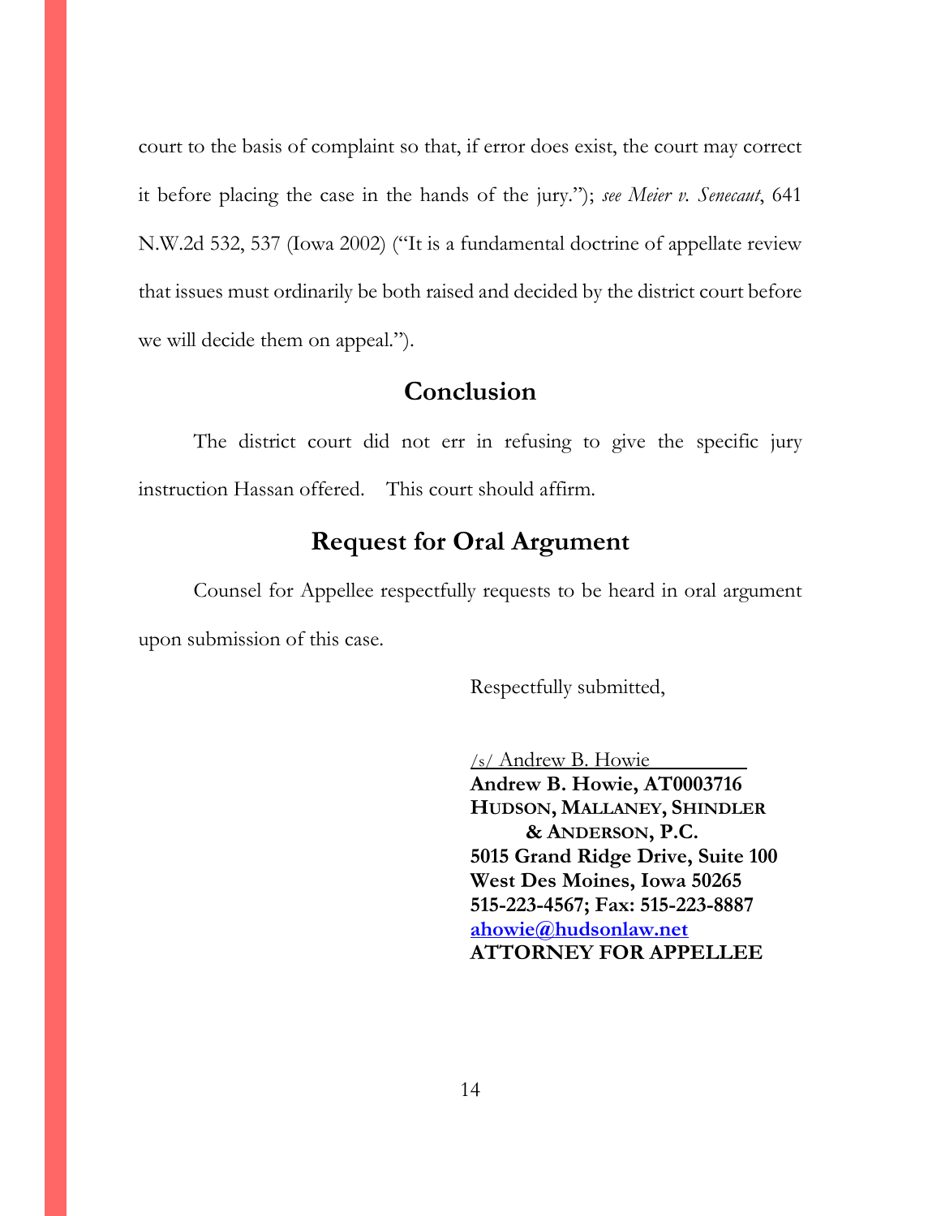court to the basis of complaint so that, if error does exist, the court may correct it before placing the case in the hands of the jury."); *see Meier v. Senecaut*, 641 N.W.2d 532, 537 (Iowa 2002) ("It is a fundamental doctrine of appellate review that issues must ordinarily be both raised and decided by the district court before we will decide them on appeal.").

## Conclusion

The district court did not err in refusing to give the specific jury instruction Hassan offered. This court should affirm.

## Request for Oral Argument

Counsel for Appellee respectfully requests to be heard in oral argument upon submission of this case.

Respectfully submitted,

/s/ Andrew B. Howie
**Andrew B. Howie, AT0003716**
**HUDSON, MALLANEY, SHINDLER & ANDERSON, P.C.**
**5015 Grand Ridge Drive, Suite 100**
**West Des Moines, Iowa 50265**
**515-223-4567; Fax: 515-223-8887**
**ahowie@hudsonlaw.net**
**ATTORNEY FOR APPELLEE**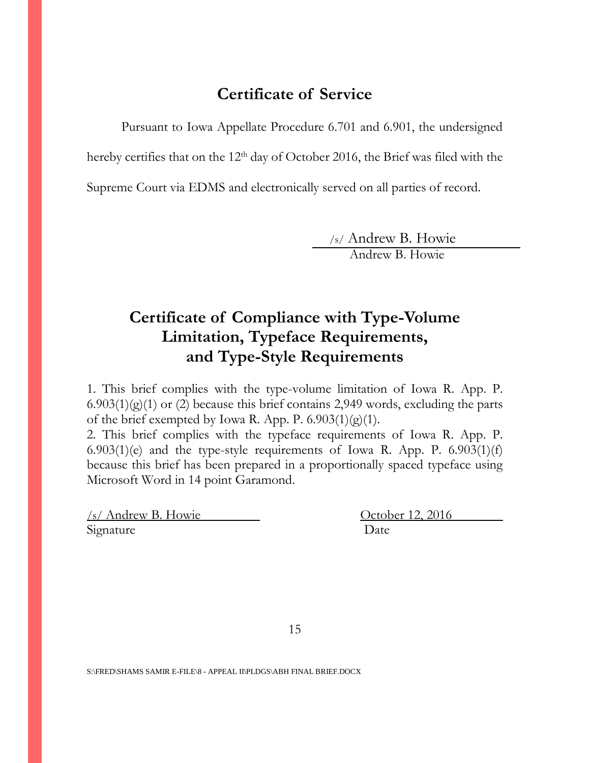## Certificate of Service

Pursuant to Iowa Appellate Procedure 6.701 and 6.901, the undersigned hereby certifies that on the 12th day of October 2016, the Brief was filed with the Supreme Court via EDMS and electronically served on all parties of record.

/s/ Andrew B. Howie
Andrew B. Howie

## Certificate of Compliance with Type-Volume Limitation, Typeface Requirements, and Type-Style Requirements

1. This brief complies with the type-volume limitation of Iowa R. App. P. 6.903(1)(g)(1) or (2) because this brief contains 2,949 words, excluding the parts of the brief exempted by Iowa R. App. P. 6.903(1)(g)(1).
2. This brief complies with the typeface requirements of Iowa R. App. P. 6.903(1)(e) and the type-style requirements of Iowa R. App. P. 6.903(1)(f) because this brief has been prepared in a proportionally spaced typeface using Microsoft Word in 14 point Garamond.

/s/ Andrew B. Howie
Signature

October 12, 2016
Date

S:\FRED\SHAMS SAMIR E-FILE\8 - APPEAL II\PLDGS\ABH FINAL BRIEF.DOCX